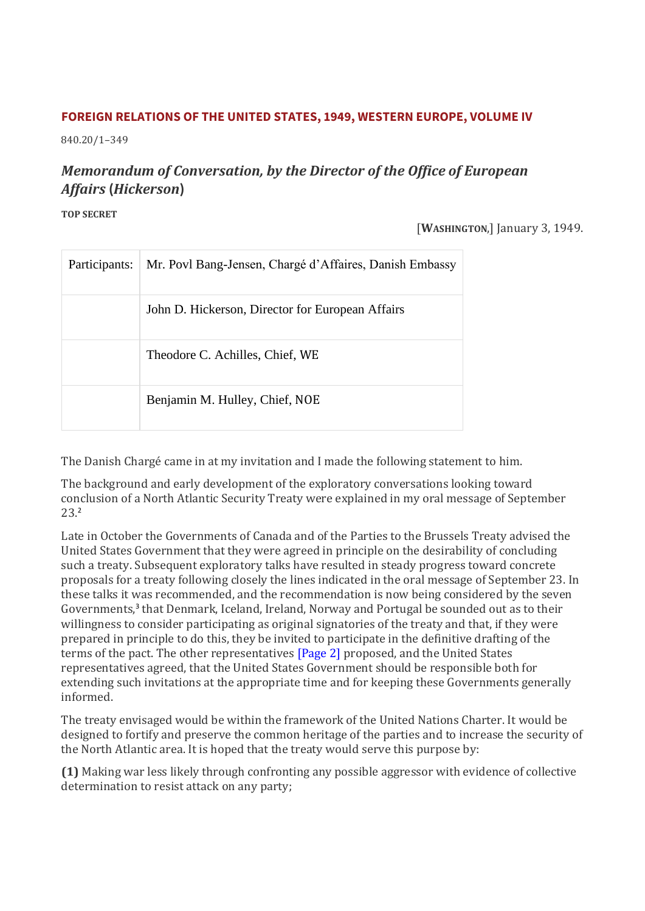**FOREIGN RELATIONS OF THE UNITED STATES, 1949, WESTERN EUROPE, VOLUME IV**

840.20/1–349

## *Memorandum of Conversation, by the Director of the Office of European Affairs (Hickerson)*

**TOP SECRET**

[WASHINGTON,] January 3, 1949.

| Participants: | Mr. Povl Bang-Jensen, Chargé d'Affaires, Danish Embassy |
|---|---|
| | John D. Hickerson, Director for European Affairs |
| | Theodore C. Achilles, Chief, WE |
| | Benjamin M. Hulley, Chief, NOE |

The Danish Chargé came in at my invitation and I made the following statement to him.

The background and early development of the exploratory conversations looking toward conclusion of a North Atlantic Security Treaty were explained in my oral message of September 23.[2]

Late in October the Governments of Canada and of the Parties to the Brussels Treaty advised the United States Government that they were agreed in principle on the desirability of concluding such a treaty. Subsequent exploratory talks have resulted in steady progress toward concrete proposals for a treaty following closely the lines indicated in the oral message of September 23. In these talks it was recommended, and the recommendation is now being considered by the seven Governments,[3] that Denmark, Iceland, Ireland, Norway and Portugal be sounded out as to their willingness to consider participating as original signatories of the treaty and that, if they were prepared in principle to do this, they be invited to participate in the definitive drafting of the terms of the pact. The other representatives [Page 2] proposed, and the United States representatives agreed, that the United States Government should be responsible both for extending such invitations at the appropriate time and for keeping these Governments generally informed.

The treaty envisaged would be within the framework of the United Nations Charter. It would be designed to fortify and preserve the common heritage of the parties and to increase the security of the North Atlantic area. It is hoped that the treaty would serve this purpose by:

**(1)** Making war less likely through confronting any possible aggressor with evidence of collective determination to resist attack on any party;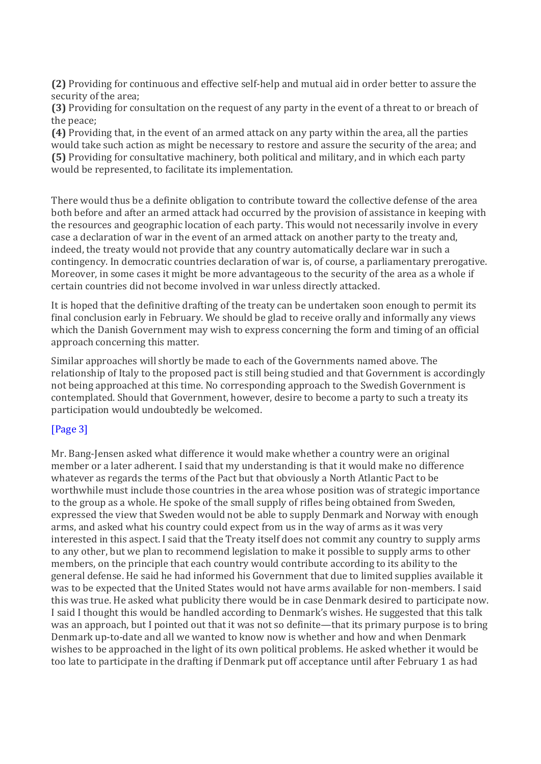**(2)** Providing for continuous and effective self-help and mutual aid in order better to assure the security of the area;
**(3)** Providing for consultation on the request of any party in the event of a threat to or breach of the peace;
**(4)** Providing that, in the event of an armed attack on any party within the area, all the parties would take such action as might be necessary to restore and assure the security of the area; and
**(5)** Providing for consultative machinery, both political and military, and in which each party would be represented, to facilitate its implementation.

There would thus be a definite obligation to contribute toward the collective defense of the area both before and after an armed attack had occurred by the provision of assistance in keeping with the resources and geographic location of each party. This would not necessarily involve in every case a declaration of war in the event of an armed attack on another party to the treaty and, indeed, the treaty would not provide that any country automatically declare war in such a contingency. In democratic countries declaration of war is, of course, a parliamentary prerogative. Moreover, in some cases it might be more advantageous to the security of the area as a whole if certain countries did not become involved in war unless directly attacked.

It is hoped that the definitive drafting of the treaty can be undertaken soon enough to permit its final conclusion early in February. We should be glad to receive orally and informally any views which the Danish Government may wish to express concerning the form and timing of an official approach concerning this matter.

Similar approaches will shortly be made to each of the Governments named above. The relationship of Italy to the proposed pact is still being studied and that Government is accordingly not being approached at this time. No corresponding approach to the Swedish Government is contemplated. Should that Government, however, desire to become a party to such a treaty its participation would undoubtedly be welcomed.

[Page 3]

Mr. Bang-Jensen asked what difference it would make whether a country were an original member or a later adherent. I said that my understanding is that it would make no difference whatever as regards the terms of the Pact but that obviously a North Atlantic Pact to be worthwhile must include those countries in the area whose position was of strategic importance to the group as a whole. He spoke of the small supply of rifles being obtained from Sweden, expressed the view that Sweden would not be able to supply Denmark and Norway with enough arms, and asked what his country could expect from us in the way of arms as it was very interested in this aspect. I said that the Treaty itself does not commit any country to supply arms to any other, but we plan to recommend legislation to make it possible to supply arms to other members, on the principle that each country would contribute according to its ability to the general defense. He said he had informed his Government that due to limited supplies available it was to be expected that the United States would not have arms available for non-members. I said this was true. He asked what publicity there would be in case Denmark desired to participate now. I said I thought this would be handled according to Denmark's wishes. He suggested that this talk was an approach, but I pointed out that it was not so definite—that its primary purpose is to bring Denmark up-to-date and all we wanted to know now is whether and how and when Denmark wishes to be approached in the light of its own political problems. He asked whether it would be too late to participate in the drafting if Denmark put off acceptance until after February 1 as had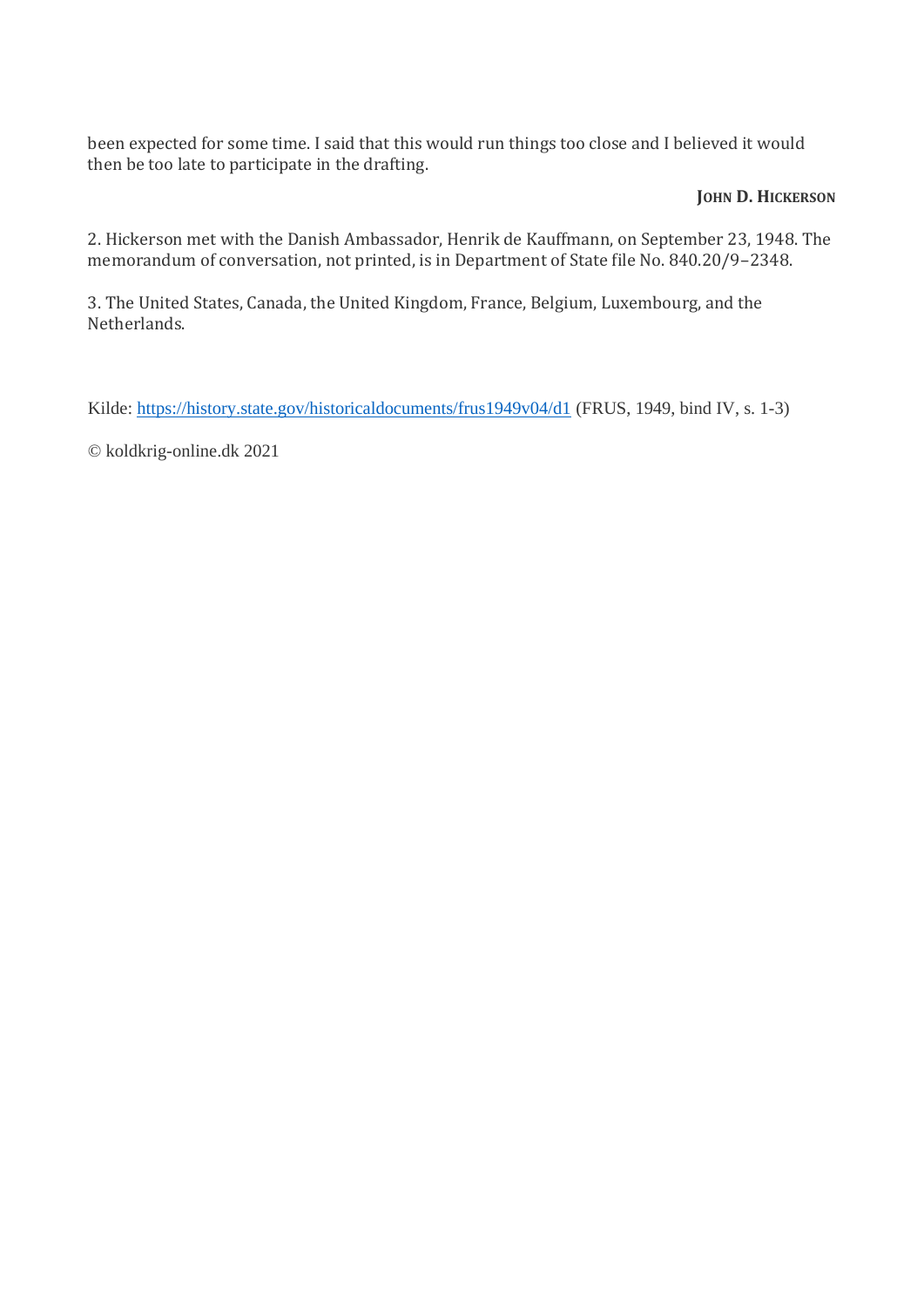been expected for some time. I said that this would run things too close and I believed it would then be too late to participate in the drafting.

**JOHN D. HICKERSON**

2. Hickerson met with the Danish Ambassador, Henrik de Kauffmann, on September 23, 1948. The memorandum of conversation, not printed, is in Department of State file No. 840.20/9–2348.

3. The United States, Canada, the United Kingdom, France, Belgium, Luxembourg, and the Netherlands.

Kilde: https://history.state.gov/historicaldocuments/frus1949v04/d1 (FRUS, 1949, bind IV, s. 1-3)

© koldkrig-online.dk 2021